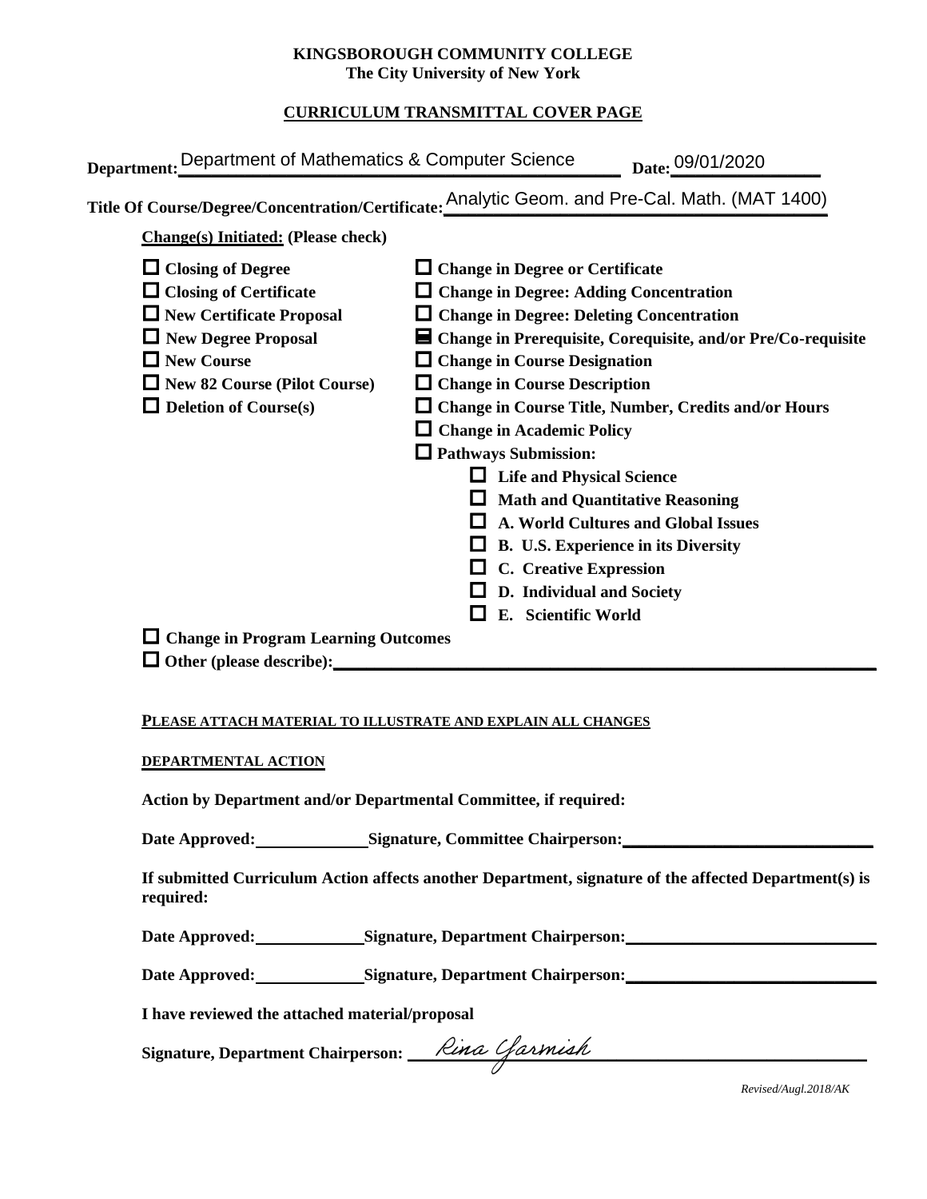**KINGSBOROUGH COMMUNITY COLLEGE**
**The City University of New York**

**CURRICULUM TRANSMITTAL COVER PAGE**

**Department:** Department of Mathematics & Computer Science **Date:** 09/01/2020

**Title Of Course/Degree/Concentration/Certificate:** Analytic Geom. and Pre-Cal. Math. (MAT 1400)

**Change(s) Initiated: (Please check)**

- ☐ **Closing of Degree**
- ☐ **Closing of Certificate**
- ☐ **New Certificate Proposal**
- ☐ **New Degree Proposal**
- ☐ **New Course**
- ☐ **New 82 Course (Pilot Course)**
- ☐ **Deletion of Course(s)**
- ☐ **Change in Degree or Certificate**
- ☐ **Change in Degree: Adding Concentration**
- ☐ **Change in Degree: Deleting Concentration**
- ☒ **Change in Prerequisite, Corequisite, and/or Pre/Co-requisite**
- ☐ **Change in Course Designation**
- ☐ **Change in Course Description**
- ☐ **Change in Course Title, Number, Credits and/or Hours**
- ☐ **Change in Academic Policy**
- ☐ **Pathways Submission:**
  - ☐ **Life and Physical Science**
  - ☐ **Math and Quantitative Reasoning**
  - ☐ **A. World Cultures and Global Issues**
  - ☐ **B. U.S. Experience in its Diversity**
  - ☐ **C. Creative Expression**
  - ☐ **D. Individual and Society**
  - ☐ **E. Scientific World**
- ☐ **Change in Program Learning Outcomes**
- ☐ **Other (please describe):** ____________________

**PLEASE ATTACH MATERIAL TO ILLUSTRATE AND EXPLAIN ALL CHANGES**

**DEPARTMENTAL ACTION**

**Action by Department and/or Departmental Committee, if required:**

**Date Approved:** __________ **Signature, Committee Chairperson:** ____________________

**If submitted Curriculum Action affects another Department, signature of the affected Department(s) is required:**

**Date Approved:** __________ **Signature, Department Chairperson:** ____________________

**Date Approved:** __________ **Signature, Department Chairperson:** ____________________

**I have reviewed the attached material/proposal**

**Signature, Department Chairperson:** Rina Yarmish

*Revised/Augl.2018/AK*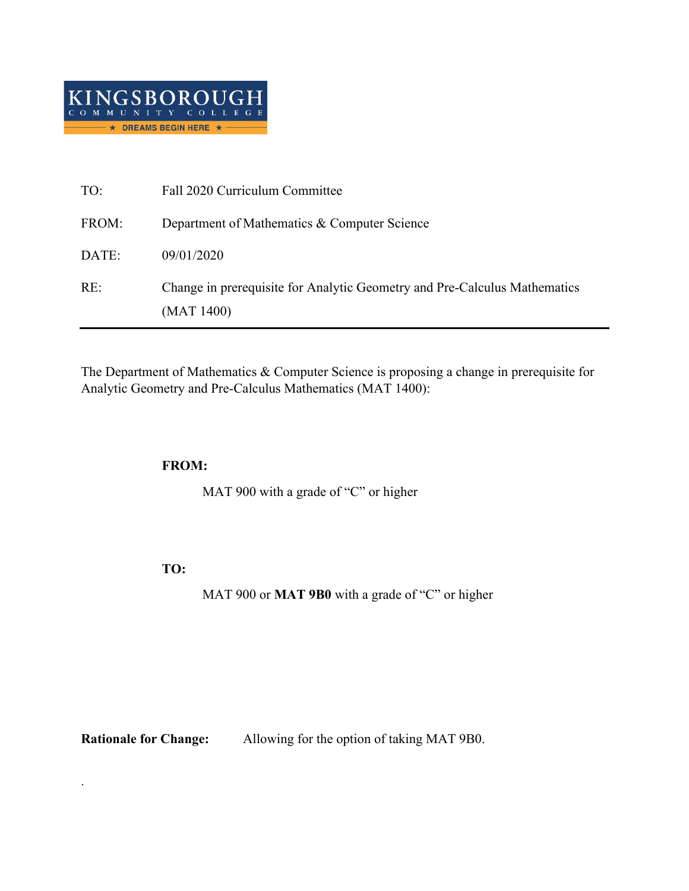KINGSBOROUGH COMMUNITY COLLEGE

★ DREAMS BEGIN HERE ★

| | |
|---|---|
| TO: | Fall 2020 Curriculum Committee |
| FROM: | Department of Mathematics & Computer Science |
| DATE: | 09/01/2020 |
| RE: | Change in prerequisite for Analytic Geometry and Pre-Calculus Mathematics (MAT 1400) |

---

The Department of Mathematics & Computer Science is proposing a change in prerequisite for Analytic Geometry and Pre-Calculus Mathematics (MAT 1400):

**FROM:**

MAT 900 with a grade of "C" or higher

**TO:**

MAT 900 or **MAT 9B0** with a grade of "C" or higher

**Rationale for Change:** Allowing for the option of taking MAT 9B0.

.